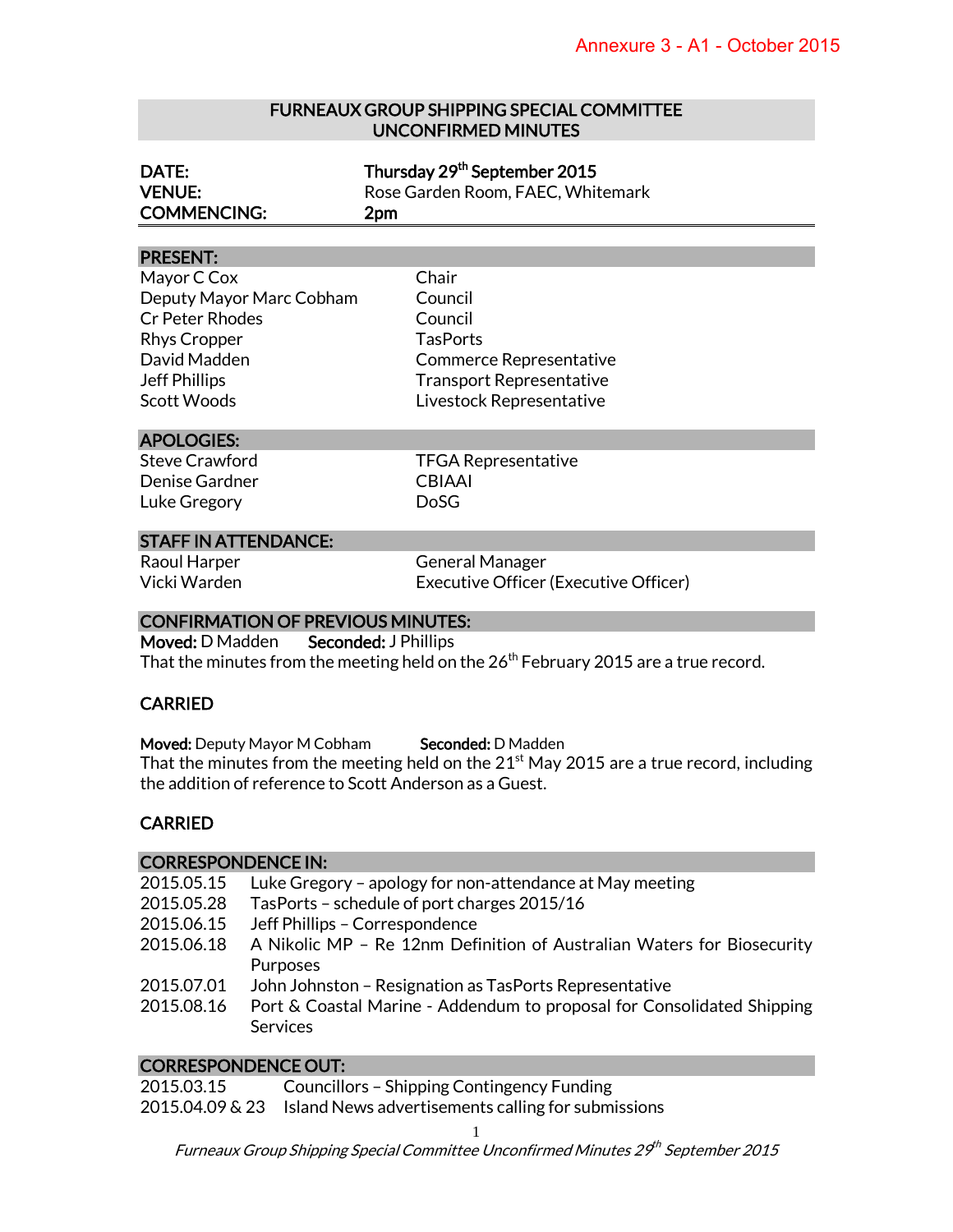Annexure 3 - A1 - October 2015

# FURNEAUX GROUP SHIPPING SPECIAL COMMITTEE UNCONFIRMED MINUTES

| | |
|---|---|
| **DATE:** | **Thursday 29th September 2015** |
| **VENUE:** | Rose Garden Room, FAEC, Whitemark |
| **COMMENCING:** | **2pm** |

## PRESENT:

| | |
|---|---|
| Mayor C Cox | Chair |
| Deputy Mayor Marc Cobham | Council |
| Cr Peter Rhodes | Council |
| Rhys Cropper | TasPorts |
| David Madden | Commerce Representative |
| Jeff Phillips | Transport Representative |
| Scott Woods | Livestock Representative |

## APOLOGIES:

| | |
|---|---|
| Steve Crawford | TFGA Representative |
| Denise Gardner | CBIAAI |
| Luke Gregory | DoSG |

## STAFF IN ATTENDANCE:

| | |
|---|---|
| Raoul Harper | General Manager |
| Vicki Warden | Executive Officer (Executive Officer) |

## CONFIRMATION OF PREVIOUS MINUTES:

**Moved:** D Madden **Seconded:** J Phillips
That the minutes from the meeting held on the 26th February 2015 are a true record.

**CARRIED**

**Moved:** Deputy Mayor M Cobham **Seconded:** D Madden
That the minutes from the meeting held on the 21st May 2015 are a true record, including the addition of reference to Scott Anderson as a Guest.

**CARRIED**

## CORRESPONDENCE IN:

| | |
|---|---|
| 2015.05.15 | Luke Gregory – apology for non-attendance at May meeting |
| 2015.05.28 | TasPorts – schedule of port charges 2015/16 |
| 2015.06.15 | Jeff Phillips – Correspondence |
| 2015.06.18 | A Nikolic MP – Re 12nm Definition of Australian Waters for Biosecurity Purposes |
| 2015.07.01 | John Johnston – Resignation as TasPorts Representative |
| 2015.08.16 | Port & Coastal Marine - Addendum to proposal for Consolidated Shipping Services |

## CORRESPONDENCE OUT:

| | |
|---|---|
| 2015.03.15 | Councillors – Shipping Contingency Funding |
| 2015.04.09 & 23 | Island News advertisements calling for submissions |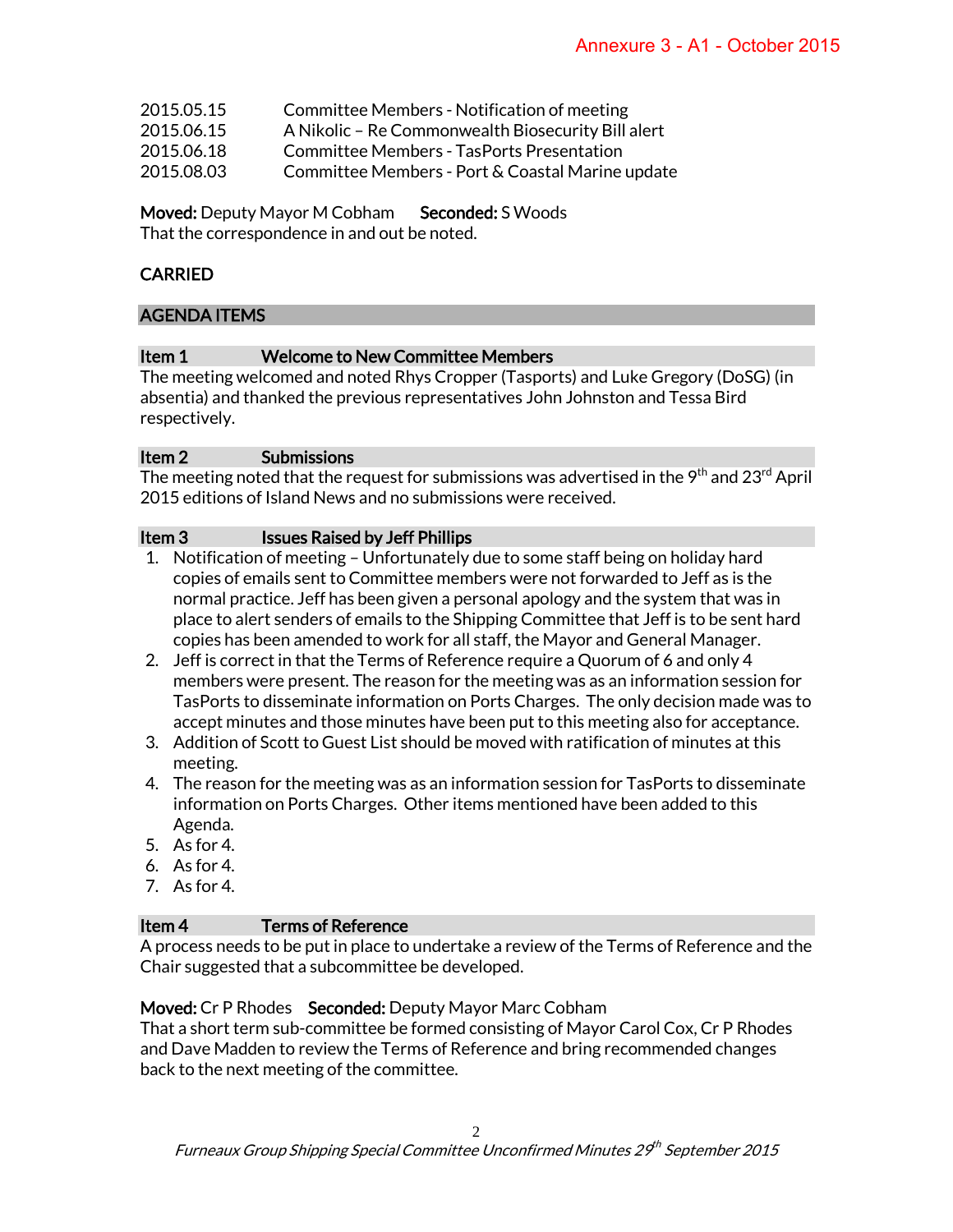| | |
|---|---|
| 2015.05.15 | Committee Members - Notification of meeting |
| 2015.06.15 | A Nikolic – Re Commonwealth Biosecurity Bill alert |
| 2015.06.18 | Committee Members - TasPorts Presentation |
| 2015.08.03 | Committee Members - Port & Coastal Marine update |

**Moved:** Deputy Mayor M Cobham **Seconded:** S Woods
That the correspondence in and out be noted.

**CARRIED**

## AGENDA ITEMS

### Item 1 Welcome to New Committee Members

The meeting welcomed and noted Rhys Cropper (Tasports) and Luke Gregory (DoSG) (in absentia) and thanked the previous representatives John Johnston and Tessa Bird respectively.

### Item 2 Submissions

The meeting noted that the request for submissions was advertised in the 9th and 23rd April 2015 editions of Island News and no submissions were received.

### Item 3 Issues Raised by Jeff Phillips

1. Notification of meeting – Unfortunately due to some staff being on holiday hard copies of emails sent to Committee members were not forwarded to Jeff as is the normal practice. Jeff has been given a personal apology and the system that was in place to alert senders of emails to the Shipping Committee that Jeff is to be sent hard copies has been amended to work for all staff, the Mayor and General Manager.
2. Jeff is correct in that the Terms of Reference require a Quorum of 6 and only 4 members were present. The reason for the meeting was as an information session for TasPorts to disseminate information on Ports Charges. The only decision made was to accept minutes and those minutes have been put to this meeting also for acceptance.
3. Addition of Scott to Guest List should be moved with ratification of minutes at this meeting.
4. The reason for the meeting was as an information session for TasPorts to disseminate information on Ports Charges. Other items mentioned have been added to this Agenda.
5. As for 4.
6. As for 4.
7. As for 4.

### Item 4 Terms of Reference

A process needs to be put in place to undertake a review of the Terms of Reference and the Chair suggested that a subcommittee be developed.

**Moved:** Cr P Rhodes **Seconded:** Deputy Mayor Marc Cobham
That a short term sub-committee be formed consisting of Mayor Carol Cox, Cr P Rhodes and Dave Madden to review the Terms of Reference and bring recommended changes back to the next meeting of the committee.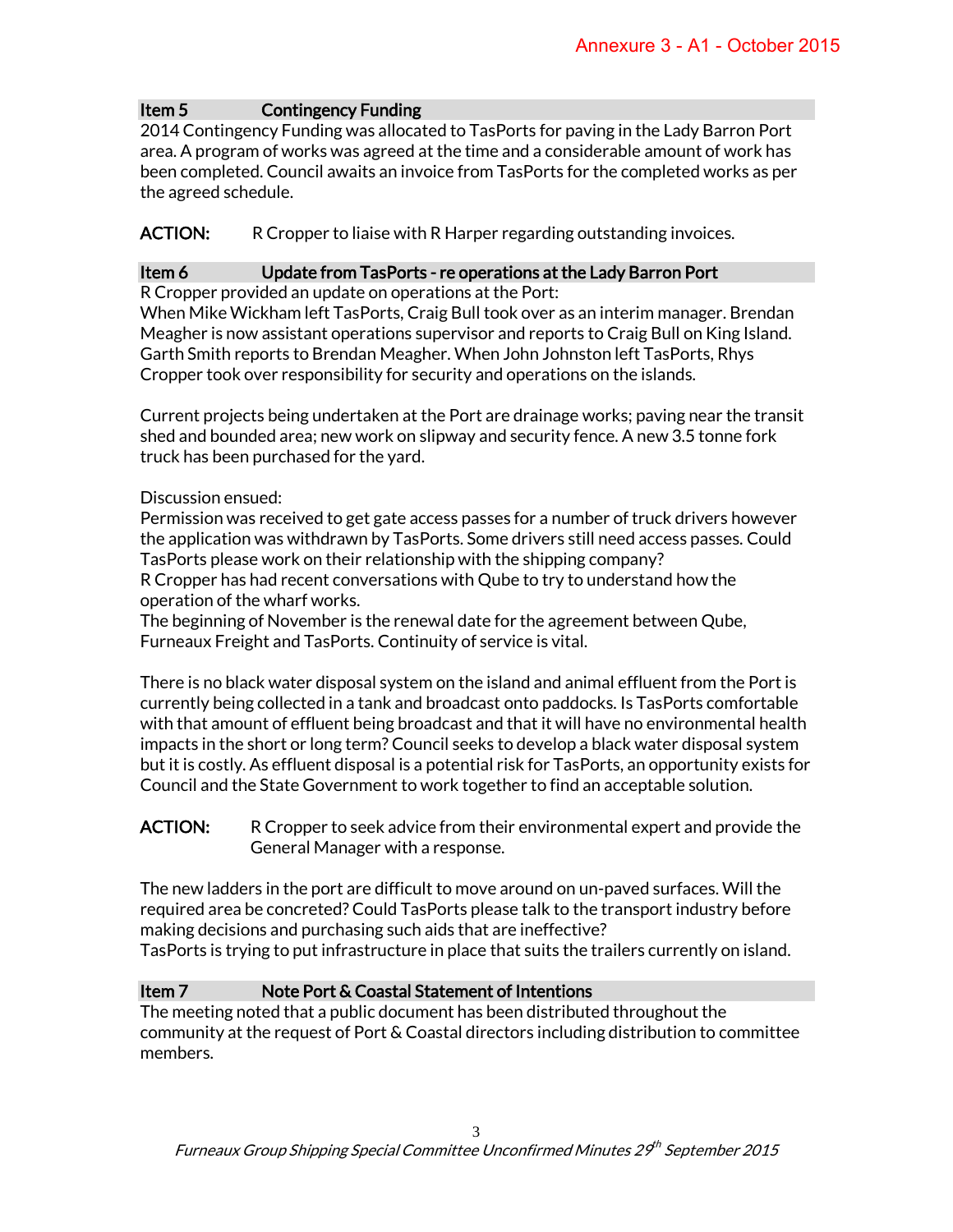## Item 5 Contingency Funding

2014 Contingency Funding was allocated to TasPorts for paving in the Lady Barron Port area. A program of works was agreed at the time and a considerable amount of work has been completed. Council awaits an invoice from TasPorts for the completed works as per the agreed schedule.

**ACTION:** R Cropper to liaise with R Harper regarding outstanding invoices.

## Item 6 Update from TasPorts - re operations at the Lady Barron Port

R Cropper provided an update on operations at the Port:
When Mike Wickham left TasPorts, Craig Bull took over as an interim manager. Brendan Meagher is now assistant operations supervisor and reports to Craig Bull on King Island. Garth Smith reports to Brendan Meagher. When John Johnston left TasPorts, Rhys Cropper took over responsibility for security and operations on the islands.

Current projects being undertaken at the Port are drainage works; paving near the transit shed and bounded area; new work on slipway and security fence. A new 3.5 tonne fork truck has been purchased for the yard.

Discussion ensued:
Permission was received to get gate access passes for a number of truck drivers however the application was withdrawn by TasPorts. Some drivers still need access passes. Could TasPorts please work on their relationship with the shipping company?
R Cropper has had recent conversations with Qube to try to understand how the operation of the wharf works.
The beginning of November is the renewal date for the agreement between Qube, Furneaux Freight and TasPorts. Continuity of service is vital.

There is no black water disposal system on the island and animal effluent from the Port is currently being collected in a tank and broadcast onto paddocks. Is TasPorts comfortable with that amount of effluent being broadcast and that it will have no environmental health impacts in the short or long term? Council seeks to develop a black water disposal system but it is costly. As effluent disposal is a potential risk for TasPorts, an opportunity exists for Council and the State Government to work together to find an acceptable solution.

**ACTION:** R Cropper to seek advice from their environmental expert and provide the General Manager with a response.

The new ladders in the port are difficult to move around on un-paved surfaces. Will the required area be concreted? Could TasPorts please talk to the transport industry before making decisions and purchasing such aids that are ineffective?
TasPorts is trying to put infrastructure in place that suits the trailers currently on island.

## Item 7 Note Port & Coastal Statement of Intentions

The meeting noted that a public document has been distributed throughout the community at the request of Port & Coastal directors including distribution to committee members.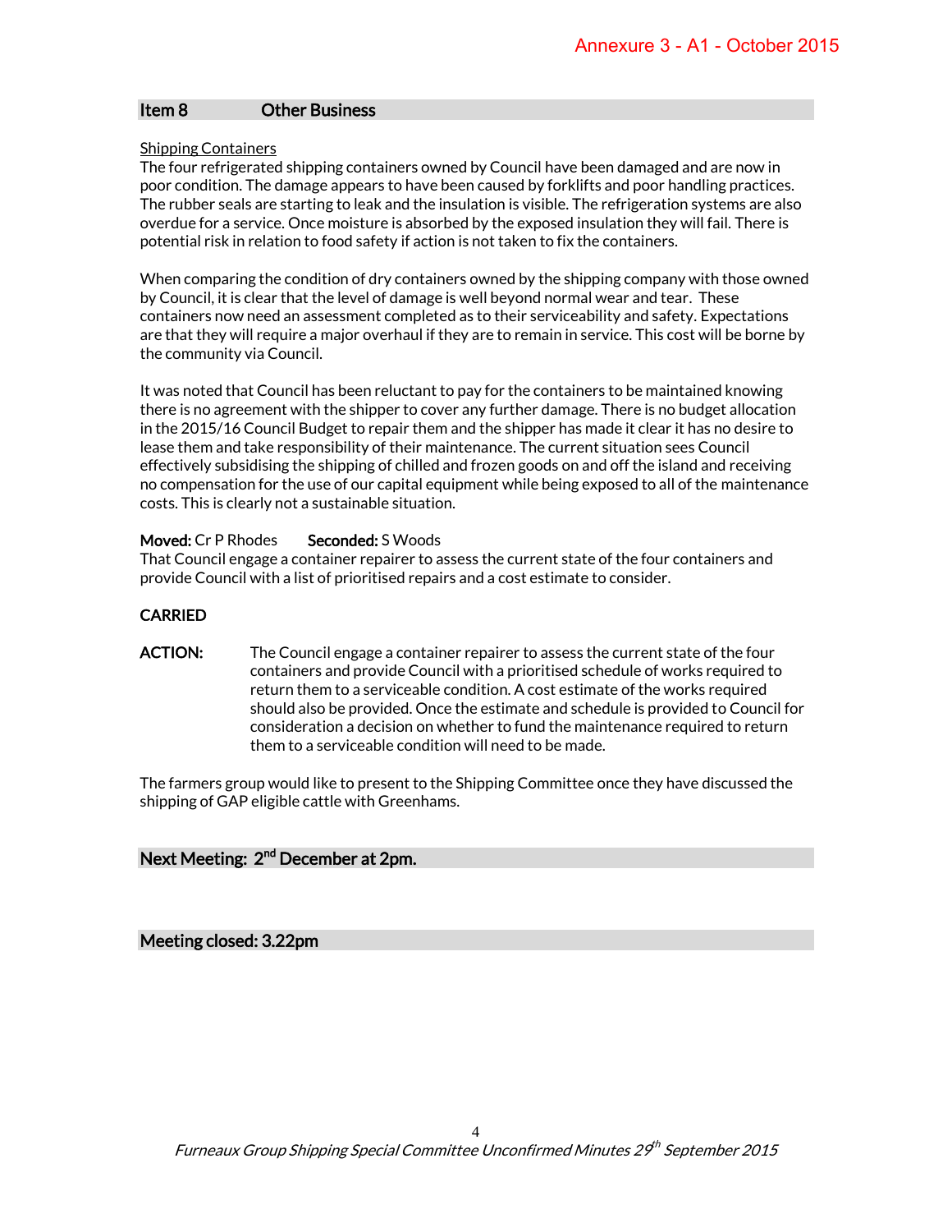## Item 8 Other Business

Shipping Containers

The four refrigerated shipping containers owned by Council have been damaged and are now in poor condition. The damage appears to have been caused by forklifts and poor handling practices. The rubber seals are starting to leak and the insulation is visible. The refrigeration systems are also overdue for a service. Once moisture is absorbed by the exposed insulation they will fail. There is potential risk in relation to food safety if action is not taken to fix the containers.

When comparing the condition of dry containers owned by the shipping company with those owned by Council, it is clear that the level of damage is well beyond normal wear and tear. These containers now need an assessment completed as to their serviceability and safety. Expectations are that they will require a major overhaul if they are to remain in service. This cost will be borne by the community via Council.

It was noted that Council has been reluctant to pay for the containers to be maintained knowing there is no agreement with the shipper to cover any further damage. There is no budget allocation in the 2015/16 Council Budget to repair them and the shipper has made it clear it has no desire to lease them and take responsibility of their maintenance. The current situation sees Council effectively subsidising the shipping of chilled and frozen goods on and off the island and receiving no compensation for the use of our capital equipment while being exposed to all of the maintenance costs. This is clearly not a sustainable situation.

**Moved:** Cr P Rhodes **Seconded:** S Woods

That Council engage a container repairer to assess the current state of the four containers and provide Council with a list of prioritised repairs and a cost estimate to consider.

**CARRIED**

**ACTION:** The Council engage a container repairer to assess the current state of the four containers and provide Council with a prioritised schedule of works required to return them to a serviceable condition. A cost estimate of the works required should also be provided. Once the estimate and schedule is provided to Council for consideration a decision on whether to fund the maintenance required to return them to a serviceable condition will need to be made.

The farmers group would like to present to the Shipping Committee once they have discussed the shipping of GAP eligible cattle with Greenhams.

## Next Meeting: 2nd December at 2pm.

## Meeting closed: 3.22pm